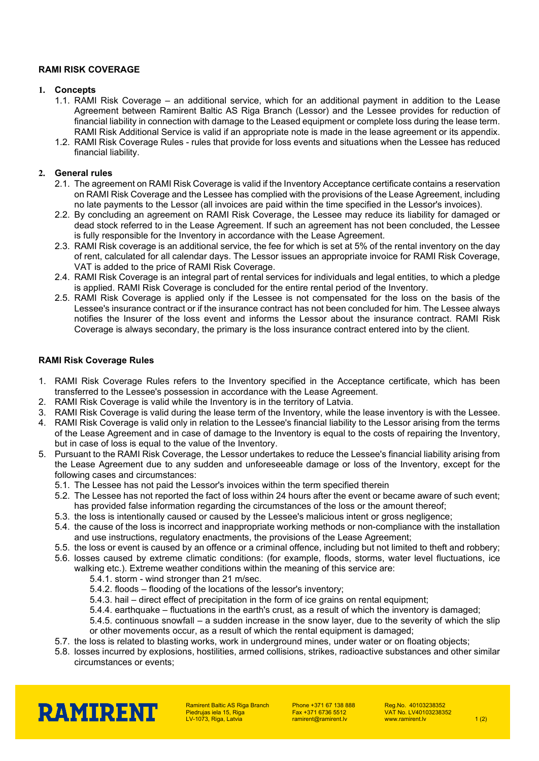## RAMI RISK COVERAGE

### 1. Concepts

1.1. RAMI Risk Coverage – an additional service, which for an additional payment in addition to the Lease Agreement between Ramirent Baltic AS Riga Branch (Lessor) and the Lessee provides for reduction of financial liability in connection with damage to the Leased equipment or complete loss during the lease term. RAMI Risk Additional Service is valid if an appropriate note is made in the lease agreement or its appendix.

1.2. RAMI Risk Coverage Rules - rules that provide for loss events and situations when the Lessee has reduced financial liability.

### 2. General rules

2.1. The agreement on RAMI Risk Coverage is valid if the Inventory Acceptance certificate contains a reservation on RAMI Risk Coverage and the Lessee has complied with the provisions of the Lease Agreement, including no late payments to the Lessor (all invoices are paid within the time specified in the Lessor's invoices).

2.2. By concluding an agreement on RAMI Risk Coverage, the Lessee may reduce its liability for damaged or dead stock referred to in the Lease Agreement. If such an agreement has not been concluded, the Lessee is fully responsible for the Inventory in accordance with the Lease Agreement.

2.3. RAMI Risk coverage is an additional service, the fee for which is set at 5% of the rental inventory on the day of rent, calculated for all calendar days. The Lessor issues an appropriate invoice for RAMI Risk Coverage, VAT is added to the price of RAMI Risk Coverage.

2.4. RAMI Risk Coverage is an integral part of rental services for individuals and legal entities, to which a pledge is applied. RAMI Risk Coverage is concluded for the entire rental period of the Inventory.

2.5. RAMI Risk Coverage is applied only if the Lessee is not compensated for the loss on the basis of the Lessee's insurance contract or if the insurance contract has not been concluded for him. The Lessee always notifies the Insurer of the loss event and informs the Lessor about the insurance contract. RAMI Risk Coverage is always secondary, the primary is the loss insurance contract entered into by the client.

## RAMI Risk Coverage Rules

1. RAMI Risk Coverage Rules refers to the Inventory specified in the Acceptance certificate, which has been transferred to the Lessee's possession in accordance with the Lease Agreement.
2. RAMI Risk Coverage is valid while the Inventory is in the territory of Latvia.
3. RAMI Risk Coverage is valid during the lease term of the Inventory, while the lease inventory is with the Lessee.
4. RAMI Risk Coverage is valid only in relation to the Lessee's financial liability to the Lessor arising from the terms of the Lease Agreement and in case of damage to the Inventory is equal to the costs of repairing the Inventory, but in case of loss is equal to the value of the Inventory.
5. Pursuant to the RAMI Risk Coverage, the Lessor undertakes to reduce the Lessee's financial liability arising from the Lease Agreement due to any sudden and unforeseeable damage or loss of the Inventory, except for the following cases and circumstances:

   5.1. The Lessee has not paid the Lessor's invoices within the term specified therein

   5.2. The Lessee has not reported the fact of loss within 24 hours after the event or became aware of such event; has provided false information regarding the circumstances of the loss or the amount thereof;

   5.3. the loss is intentionally caused or caused by the Lessee's malicious intent or gross negligence;

   5.4. the cause of the loss is incorrect and inappropriate working methods or non-compliance with the installation and use instructions, regulatory enactments, the provisions of the Lease Agreement;

   5.5. the loss or event is caused by an offence or a criminal offence, including but not limited to theft and robbery;

   5.6. losses caused by extreme climatic conditions: (for example, floods, storms, water level fluctuations, ice walking etc.). Extreme weather conditions within the meaning of this service are:

      5.4.1. storm - wind stronger than 21 m/sec.

      5.4.2. floods – flooding of the locations of the lessor's inventory;

      5.4.3. hail – direct effect of precipitation in the form of ice grains on rental equipment;

      5.4.4. earthquake – fluctuations in the earth's crust, as a result of which the inventory is damaged;

      5.4.5. continuous snowfall – a sudden increase in the snow layer, due to the severity of which the slip or other movements occur, as a result of which the rental equipment is damaged;

   5.7. the loss is related to blasting works, work in underground mines, under water or on floating objects;

   5.8. losses incurred by explosions, hostilities, armed collisions, strikes, radioactive substances and other similar circumstances or events;

RAMIRENT

Ramirent Baltic AS Riga Branch
Piedrujas iela 15, Riga
LV-1073, Riga, Latvia

Phone +371 67 138 888
Fax +371 6736 5512
ramirent@ramirent.lv

Reg.No. 40103238352
VAT No. LV40103238352
www.ramirent.lv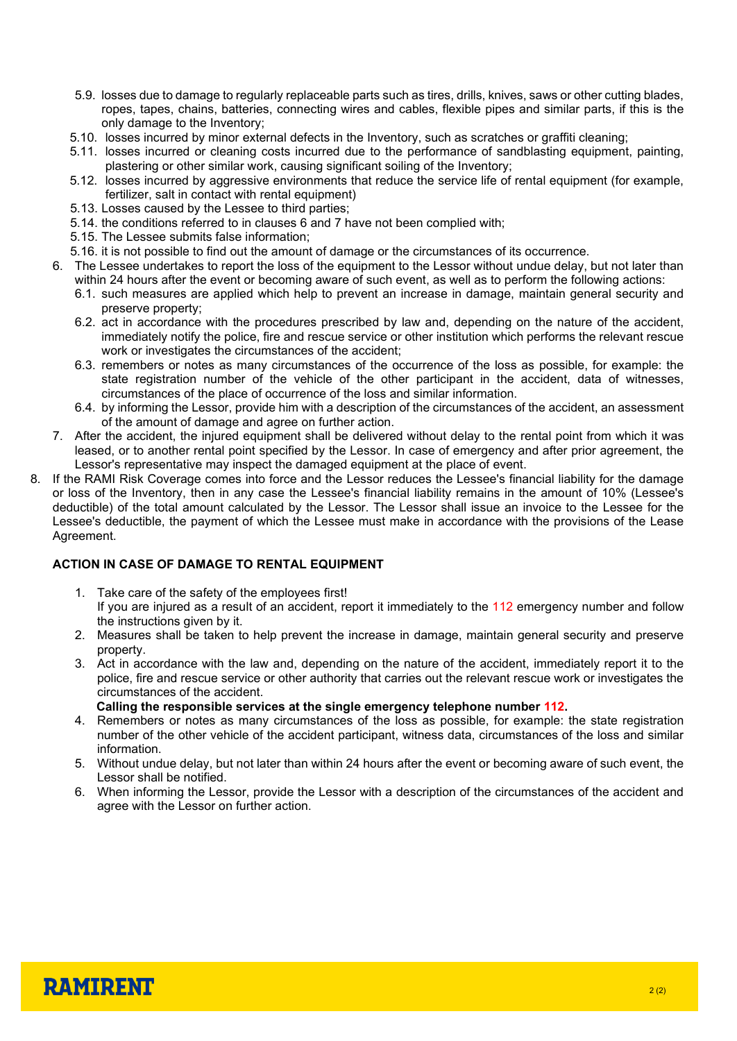5.9. losses due to damage to regularly replaceable parts such as tires, drills, knives, saws or other cutting blades, ropes, tapes, chains, batteries, connecting wires and cables, flexible pipes and similar parts, if this is the only damage to the Inventory;

5.10. losses incurred by minor external defects in the Inventory, such as scratches or graffiti cleaning;

5.11. losses incurred or cleaning costs incurred due to the performance of sandblasting equipment, painting, plastering or other similar work, causing significant soiling of the Inventory;

5.12. losses incurred by aggressive environments that reduce the service life of rental equipment (for example, fertilizer, salt in contact with rental equipment)

5.13. Losses caused by the Lessee to third parties;

5.14. the conditions referred to in clauses 6 and 7 have not been complied with;

5.15. The Lessee submits false information;

5.16. it is not possible to find out the amount of damage or the circumstances of its occurrence.

6. The Lessee undertakes to report the loss of the equipment to the Lessor without undue delay, but not later than within 24 hours after the event or becoming aware of such event, as well as to perform the following actions:
   - 6.1. such measures are applied which help to prevent an increase in damage, maintain general security and preserve property;
   - 6.2. act in accordance with the procedures prescribed by law and, depending on the nature of the accident, immediately notify the police, fire and rescue service or other institution which performs the relevant rescue work or investigates the circumstances of the accident;
   - 6.3. remembers or notes as many circumstances of the occurrence of the loss as possible, for example: the state registration number of the vehicle of the other participant in the accident, data of witnesses, circumstances of the place of occurrence of the loss and similar information.
   - 6.4. by informing the Lessor, provide him with a description of the circumstances of the accident, an assessment of the amount of damage and agree on further action.
7. After the accident, the injured equipment shall be delivered without delay to the rental point from which it was leased, or to another rental point specified by the Lessor. In case of emergency and after prior agreement, the Lessor's representative may inspect the damaged equipment at the place of event.

8. If the RAMI Risk Coverage comes into force and the Lessor reduces the Lessee's financial liability for the damage or loss of the Inventory, then in any case the Lessee's financial liability remains in the amount of 10% (Lessee's deductible) of the total amount calculated by the Lessor. The Lessor shall issue an invoice to the Lessee for the Lessee's deductible, the payment of which the Lessee must make in accordance with the provisions of the Lease Agreement.

**ACTION IN CASE OF DAMAGE TO RENTAL EQUIPMENT**

1. Take care of the safety of the employees first!
   If you are injured as a result of an accident, report it immediately to the 112 emergency number and follow the instructions given by it.
2. Measures shall be taken to help prevent the increase in damage, maintain general security and preserve property.
3. Act in accordance with the law and, depending on the nature of the accident, immediately report it to the police, fire and rescue service or other authority that carries out the relevant rescue work or investigates the circumstances of the accident.
   **Calling the responsible services at the single emergency telephone number 112.**
4. Remembers or notes as many circumstances of the loss as possible, for example: the state registration number of the other vehicle of the accident participant, witness data, circumstances of the loss and similar information.
5. Without undue delay, but not later than within 24 hours after the event or becoming aware of such event, the Lessor shall be notified.
6. When informing the Lessor, provide the Lessor with a description of the circumstances of the accident and agree with the Lessor on further action.

RAMIRENT